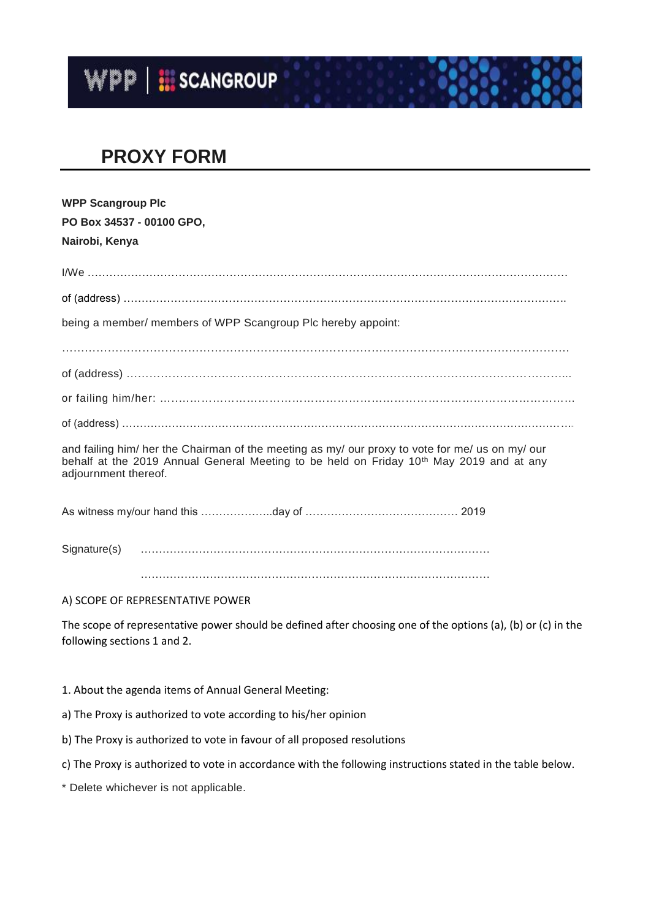# PROXY FORM

**WPP Scangroup Plc**
**PO Box 34537 - 00100 GPO,**
**Nairobi, Kenya**

I/We …………………………………………………………………………………………………………………

of (address) ………………………………………………………………………………………………………….

being a member/ members of WPP Scangroup Plc hereby appoint:

………………………………………………………………………………………………………………………

of (address) …………………………………………………………………………………………………...

or failing him/her: ……………………………………………………………………………………………

of (address) …………………………………………………………………………………………………………

and failing him/ her the Chairman of the meeting as my/ our proxy to vote for me/ us on my/ our behalf at the 2019 Annual General Meeting to be held on Friday 10th May 2019 and at any adjournment thereof.

As witness my/our hand this ………………..day of …………………………………… 2019

Signature(s) ……………………………………………………………………………………

……………………………………………………………………………………

A) SCOPE OF REPRESENTATIVE POWER

The scope of representative power should be defined after choosing one of the options (a), (b) or (c) in the following sections 1 and 2.

1. About the agenda items of Annual General Meeting:

a) The Proxy is authorized to vote according to his/her opinion

b) The Proxy is authorized to vote in favour of all proposed resolutions

c) The Proxy is authorized to vote in accordance with the following instructions stated in the table below.

* Delete whichever is not applicable.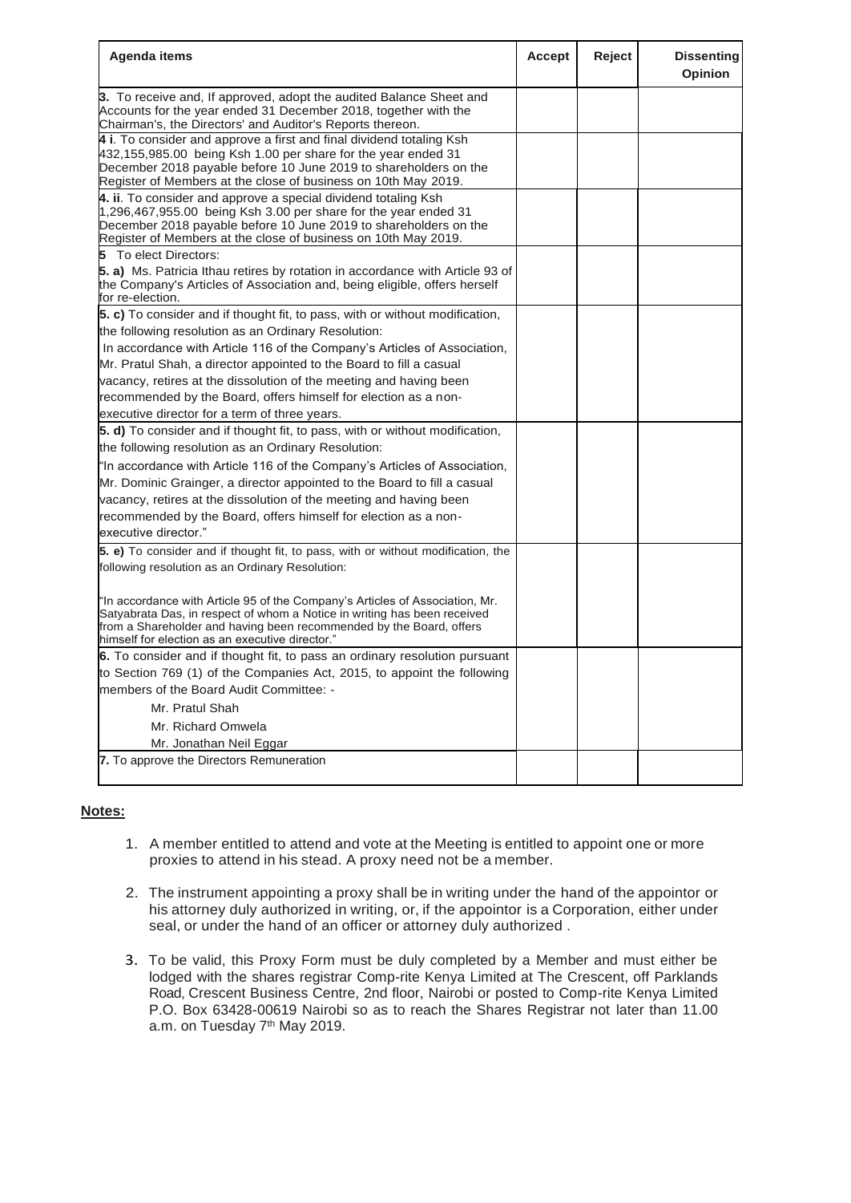| Agenda items | Accept | Reject | Dissenting Opinion |
|---|---|---|---|
| **3.** To receive and, If approved, adopt the audited Balance Sheet and Accounts for the year ended 31 December 2018, together with the Chairman's, the Directors' and Auditor's Reports thereon. | | | |
| **4 i**. To consider and approve a first and final dividend totaling Ksh 432,155,985.00 being Ksh 1.00 per share for the year ended 31 December 2018 payable before 10 June 2019 to shareholders on the Register of Members at the close of business on 10th May 2019. | | | |
| **4. ii**. To consider and approve a special dividend totaling Ksh 1,296,467,955.00 being Ksh 3.00 per share for the year ended 31 December 2018 payable before 10 June 2019 to shareholders on the Register of Members at the close of business on 10th May 2019. | | | |
| **5** To elect Directors:<br>**5. a)** Ms. Patricia Ithau retires by rotation in accordance with Article 93 of the Company's Articles of Association and, being eligible, offers herself for re-election. | | | |
| **5. c)** To consider and if thought fit, to pass, with or without modification, the following resolution as an Ordinary Resolution:<br>In accordance with Article 116 of the Company's Articles of Association, Mr. Pratul Shah, a director appointed to the Board to fill a casual vacancy, retires at the dissolution of the meeting and having been recommended by the Board, offers himself for election as a non-executive director for a term of three years. | | | |
| **5. d)** To consider and if thought fit, to pass, with or without modification, the following resolution as an Ordinary Resolution:<br>"In accordance with Article 116 of the Company's Articles of Association, Mr. Dominic Grainger, a director appointed to the Board to fill a casual vacancy, retires at the dissolution of the meeting and having been recommended by the Board, offers himself for election as a non-executive director." | | | |
| **5. e)** To consider and if thought fit, to pass, with or without modification, the following resolution as an Ordinary Resolution:<br><br>"In accordance with Article 95 of the Company's Articles of Association, Mr. Satyabrata Das, in respect of whom a Notice in writing has been received from a Shareholder and having been recommended by the Board, offers himself for election as an executive director." | | | |
| **6.** To consider and if thought fit, to pass an ordinary resolution pursuant to Section 769 (1) of the Companies Act, 2015, to appoint the following members of the Board Audit Committee: -<br>Mr. Pratul Shah<br>Mr. Richard Omwela<br>Mr. Jonathan Neil Eggar | | | |
| **7.** To approve the Directors Remuneration | | | |

**Notes:**

1. A member entitled to attend and vote at the Meeting is entitled to appoint one or more proxies to attend in his stead. A proxy need not be a member.

2. The instrument appointing a proxy shall be in writing under the hand of the appointor or his attorney duly authorized in writing, or, if the appointor is a Corporation, either under seal, or under the hand of an officer or attorney duly authorized .

3. To be valid, this Proxy Form must be duly completed by a Member and must either be lodged with the shares registrar Comp-rite Kenya Limited at The Crescent, off Parklands Road, Crescent Business Centre, 2nd floor, Nairobi or posted to Comp-rite Kenya Limited P.O. Box 63428-00619 Nairobi so as to reach the Shares Registrar not later than 11.00 a.m. on Tuesday 7th May 2019.